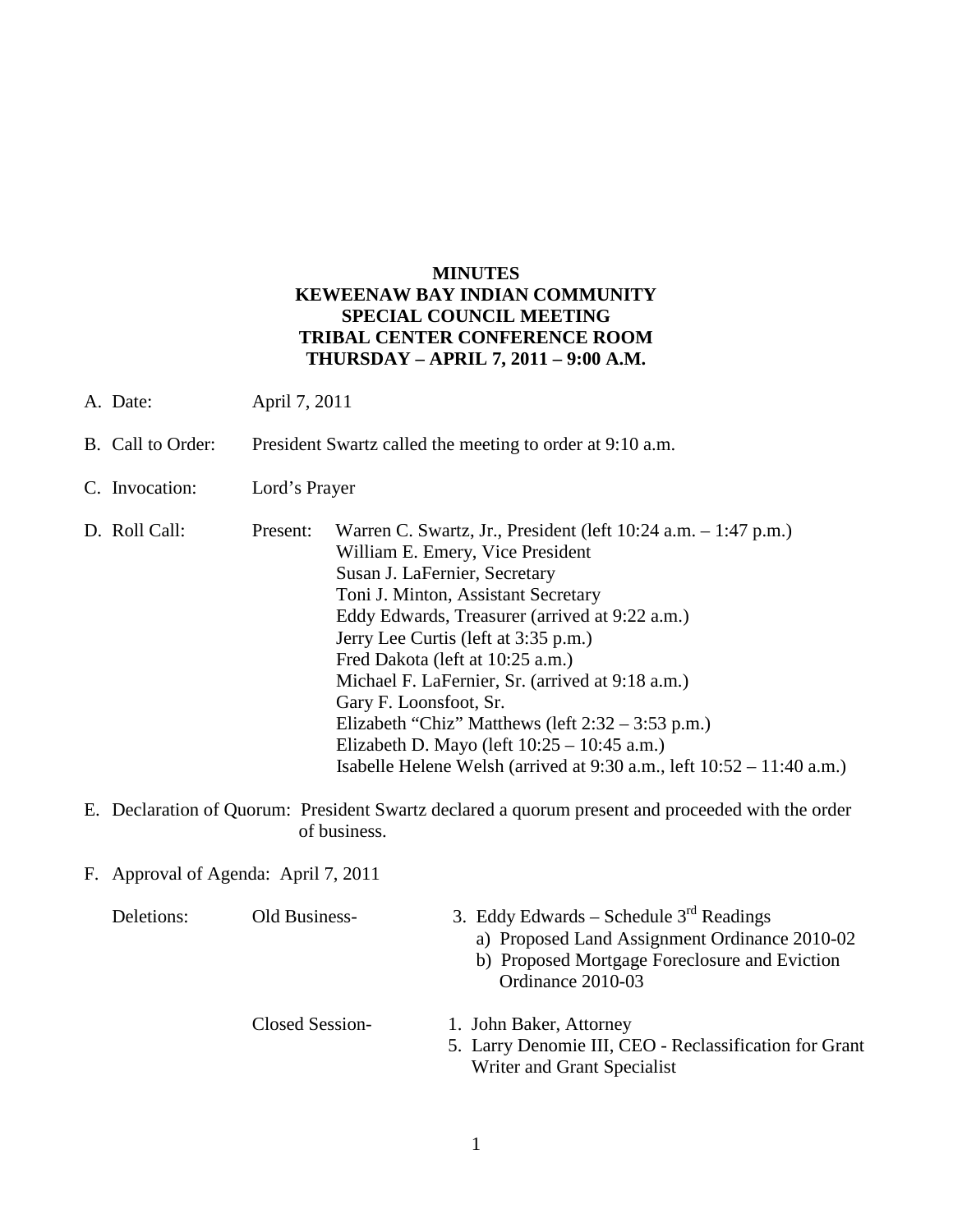**MINUTES**
**KEWEENAW BAY INDIAN COMMUNITY**
**SPECIAL COUNCIL MEETING**
**TRIBAL CENTER CONFERENCE ROOM**
**THURSDAY – APRIL 7, 2011 – 9:00 A.M.**

A. Date: April 7, 2011

B. Call to Order: President Swartz called the meeting to order at 9:10 a.m.

C. Invocation: Lord's Prayer

D. Roll Call: Present:
- Warren C. Swartz, Jr., President (left 10:24 a.m. – 1:47 p.m.)
- William E. Emery, Vice President
- Susan J. LaFernier, Secretary
- Toni J. Minton, Assistant Secretary
- Eddy Edwards, Treasurer (arrived at 9:22 a.m.)
- Jerry Lee Curtis (left at 3:35 p.m.)
- Fred Dakota (left at 10:25 a.m.)
- Michael F. LaFernier, Sr. (arrived at 9:18 a.m.)
- Gary F. Loonsfoot, Sr.
- Elizabeth "Chiz" Matthews (left 2:32 – 3:53 p.m.)
- Elizabeth D. Mayo (left 10:25 – 10:45 a.m.)
- Isabelle Helene Welsh (arrived at 9:30 a.m., left 10:52 – 11:40 a.m.)

E. Declaration of Quorum: President Swartz declared a quorum present and proceeded with the order of business.

F. Approval of Agenda: April 7, 2011

Deletions:

Old Business-
3. Eddy Edwards – Schedule 3rd Readings
   a) Proposed Land Assignment Ordinance 2010-02
   b) Proposed Mortgage Foreclosure and Eviction Ordinance 2010-03

Closed Session-
1. John Baker, Attorney
5. Larry Denomie III, CEO - Reclassification for Grant Writer and Grant Specialist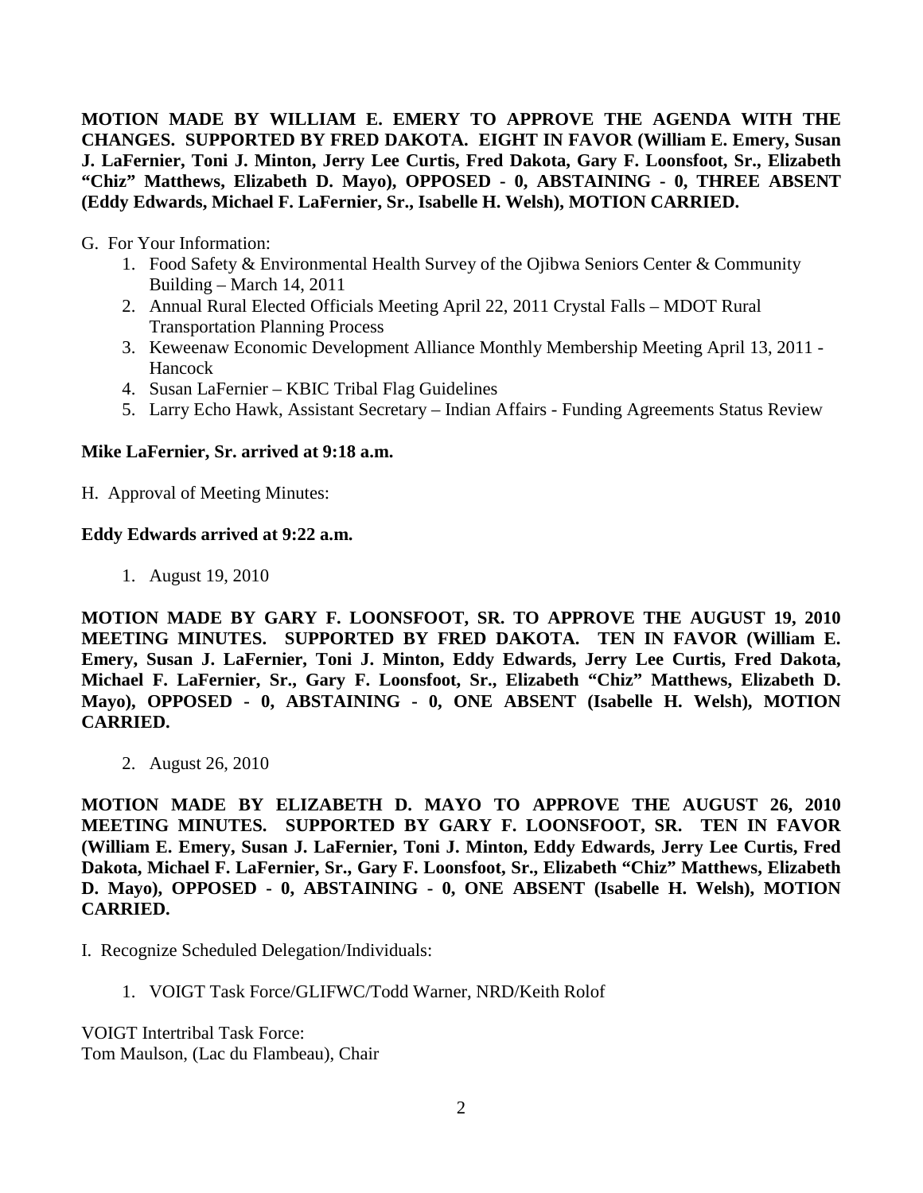**MOTION MADE BY WILLIAM E. EMERY TO APPROVE THE AGENDA WITH THE CHANGES. SUPPORTED BY FRED DAKOTA. EIGHT IN FAVOR (William E. Emery, Susan J. LaFernier, Toni J. Minton, Jerry Lee Curtis, Fred Dakota, Gary F. Loonsfoot, Sr., Elizabeth "Chiz" Matthews, Elizabeth D. Mayo), OPPOSED - 0, ABSTAINING - 0, THREE ABSENT (Eddy Edwards, Michael F. LaFernier, Sr., Isabelle H. Welsh), MOTION CARRIED.**

G. For Your Information:

1. Food Safety & Environmental Health Survey of the Ojibwa Seniors Center & Community Building – March 14, 2011
2. Annual Rural Elected Officials Meeting April 22, 2011 Crystal Falls – MDOT Rural Transportation Planning Process
3. Keweenaw Economic Development Alliance Monthly Membership Meeting April 13, 2011 - Hancock
4. Susan LaFernier – KBIC Tribal Flag Guidelines
5. Larry Echo Hawk, Assistant Secretary – Indian Affairs - Funding Agreements Status Review

**Mike LaFernier, Sr. arrived at 9:18 a.m.**

H. Approval of Meeting Minutes:

**Eddy Edwards arrived at 9:22 a.m.**

1. August 19, 2010

**MOTION MADE BY GARY F. LOONSFOOT, SR. TO APPROVE THE AUGUST 19, 2010 MEETING MINUTES. SUPPORTED BY FRED DAKOTA. TEN IN FAVOR (William E. Emery, Susan J. LaFernier, Toni J. Minton, Eddy Edwards, Jerry Lee Curtis, Fred Dakota, Michael F. LaFernier, Sr., Gary F. Loonsfoot, Sr., Elizabeth "Chiz" Matthews, Elizabeth D. Mayo), OPPOSED - 0, ABSTAINING - 0, ONE ABSENT (Isabelle H. Welsh), MOTION CARRIED.**

2. August 26, 2010

**MOTION MADE BY ELIZABETH D. MAYO TO APPROVE THE AUGUST 26, 2010 MEETING MINUTES. SUPPORTED BY GARY F. LOONSFOOT, SR. TEN IN FAVOR (William E. Emery, Susan J. LaFernier, Toni J. Minton, Eddy Edwards, Jerry Lee Curtis, Fred Dakota, Michael F. LaFernier, Sr., Gary F. Loonsfoot, Sr., Elizabeth "Chiz" Matthews, Elizabeth D. Mayo), OPPOSED - 0, ABSTAINING - 0, ONE ABSENT (Isabelle H. Welsh), MOTION CARRIED.**

I. Recognize Scheduled Delegation/Individuals:

1. VOIGT Task Force/GLIFWC/Todd Warner, NRD/Keith Rolof

VOIGT Intertribal Task Force:
Tom Maulson, (Lac du Flambeau), Chair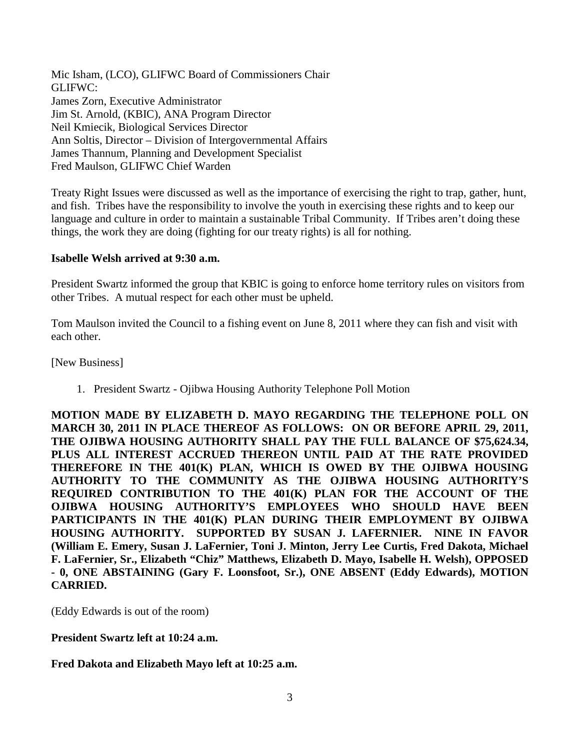Mic Isham, (LCO), GLIFWC Board of Commissioners Chair
GLIFWC:
James Zorn, Executive Administrator
Jim St. Arnold, (KBIC), ANA Program Director
Neil Kmiecik, Biological Services Director
Ann Soltis, Director – Division of Intergovernmental Affairs
James Thannum, Planning and Development Specialist
Fred Maulson, GLIFWC Chief Warden

Treaty Right Issues were discussed as well as the importance of exercising the right to trap, gather, hunt, and fish. Tribes have the responsibility to involve the youth in exercising these rights and to keep our language and culture in order to maintain a sustainable Tribal Community. If Tribes aren't doing these things, the work they are doing (fighting for our treaty rights) is all for nothing.

**Isabelle Welsh arrived at 9:30 a.m.**

President Swartz informed the group that KBIC is going to enforce home territory rules on visitors from other Tribes. A mutual respect for each other must be upheld.

Tom Maulson invited the Council to a fishing event on June 8, 2011 where they can fish and visit with each other.

[New Business]

1. President Swartz - Ojibwa Housing Authority Telephone Poll Motion

**MOTION MADE BY ELIZABETH D. MAYO REGARDING THE TELEPHONE POLL ON MARCH 30, 2011 IN PLACE THEREOF AS FOLLOWS: ON OR BEFORE APRIL 29, 2011, THE OJIBWA HOUSING AUTHORITY SHALL PAY THE FULL BALANCE OF $75,624.34, PLUS ALL INTEREST ACCRUED THEREON UNTIL PAID AT THE RATE PROVIDED THEREFORE IN THE 401(K) PLAN, WHICH IS OWED BY THE OJIBWA HOUSING AUTHORITY TO THE COMMUNITY AS THE OJIBWA HOUSING AUTHORITY'S REQUIRED CONTRIBUTION TO THE 401(K) PLAN FOR THE ACCOUNT OF THE OJIBWA HOUSING AUTHORITY'S EMPLOYEES WHO SHOULD HAVE BEEN PARTICIPANTS IN THE 401(K) PLAN DURING THEIR EMPLOYMENT BY OJIBWA HOUSING AUTHORITY. SUPPORTED BY SUSAN J. LAFERNIER. NINE IN FAVOR (William E. Emery, Susan J. LaFernier, Toni J. Minton, Jerry Lee Curtis, Fred Dakota, Michael F. LaFernier, Sr., Elizabeth "Chiz" Matthews, Elizabeth D. Mayo, Isabelle H. Welsh), OPPOSED - 0, ONE ABSTAINING (Gary F. Loonsfoot, Sr.), ONE ABSENT (Eddy Edwards), MOTION CARRIED.**

(Eddy Edwards is out of the room)

**President Swartz left at 10:24 a.m.**

**Fred Dakota and Elizabeth Mayo left at 10:25 a.m.**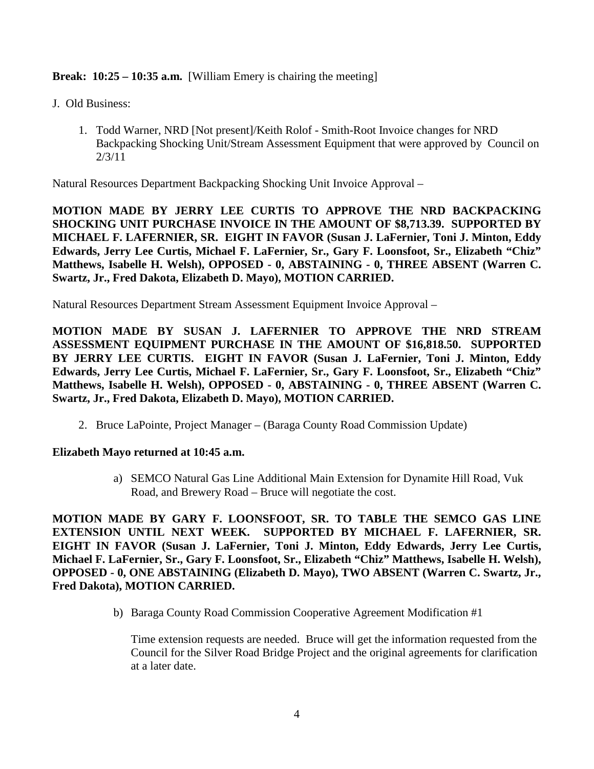**Break: 10:25 – 10:35 a.m.** [William Emery is chairing the meeting]

J. Old Business:

1. Todd Warner, NRD [Not present]/Keith Rolof - Smith-Root Invoice changes for NRD Backpacking Shocking Unit/Stream Assessment Equipment that were approved by Council on 2/3/11

Natural Resources Department Backpacking Shocking Unit Invoice Approval –

**MOTION MADE BY JERRY LEE CURTIS TO APPROVE THE NRD BACKPACKING SHOCKING UNIT PURCHASE INVOICE IN THE AMOUNT OF $8,713.39. SUPPORTED BY MICHAEL F. LAFERNIER, SR. EIGHT IN FAVOR (Susan J. LaFernier, Toni J. Minton, Eddy Edwards, Jerry Lee Curtis, Michael F. LaFernier, Sr., Gary F. Loonsfoot, Sr., Elizabeth "Chiz" Matthews, Isabelle H. Welsh), OPPOSED - 0, ABSTAINING - 0, THREE ABSENT (Warren C. Swartz, Jr., Fred Dakota, Elizabeth D. Mayo), MOTION CARRIED.**

Natural Resources Department Stream Assessment Equipment Invoice Approval –

**MOTION MADE BY SUSAN J. LAFERNIER TO APPROVE THE NRD STREAM ASSESSMENT EQUIPMENT PURCHASE IN THE AMOUNT OF $16,818.50. SUPPORTED BY JERRY LEE CURTIS. EIGHT IN FAVOR (Susan J. LaFernier, Toni J. Minton, Eddy Edwards, Jerry Lee Curtis, Michael F. LaFernier, Sr., Gary F. Loonsfoot, Sr., Elizabeth "Chiz" Matthews, Isabelle H. Welsh), OPPOSED - 0, ABSTAINING - 0, THREE ABSENT (Warren C. Swartz, Jr., Fred Dakota, Elizabeth D. Mayo), MOTION CARRIED.**

2. Bruce LaPointe, Project Manager – (Baraga County Road Commission Update)

**Elizabeth Mayo returned at 10:45 a.m.**

a) SEMCO Natural Gas Line Additional Main Extension for Dynamite Hill Road, Vuk Road, and Brewery Road – Bruce will negotiate the cost.

**MOTION MADE BY GARY F. LOONSFOOT, SR. TO TABLE THE SEMCO GAS LINE EXTENSION UNTIL NEXT WEEK. SUPPORTED BY MICHAEL F. LAFERNIER, SR. EIGHT IN FAVOR (Susan J. LaFernier, Toni J. Minton, Eddy Edwards, Jerry Lee Curtis, Michael F. LaFernier, Sr., Gary F. Loonsfoot, Sr., Elizabeth "Chiz" Matthews, Isabelle H. Welsh), OPPOSED - 0, ONE ABSTAINING (Elizabeth D. Mayo), TWO ABSENT (Warren C. Swartz, Jr., Fred Dakota), MOTION CARRIED.**

b) Baraga County Road Commission Cooperative Agreement Modification #1

Time extension requests are needed. Bruce will get the information requested from the Council for the Silver Road Bridge Project and the original agreements for clarification at a later date.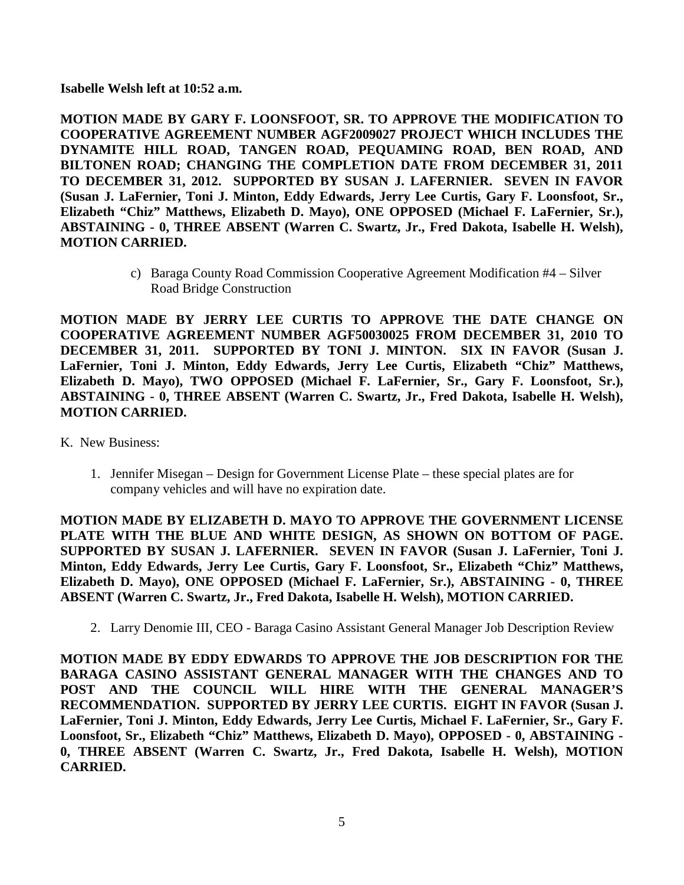**Isabelle Welsh left at 10:52 a.m.**

**MOTION MADE BY GARY F. LOONSFOOT, SR. TO APPROVE THE MODIFICATION TO COOPERATIVE AGREEMENT NUMBER AGF2009027 PROJECT WHICH INCLUDES THE DYNAMITE HILL ROAD, TANGEN ROAD, PEQUAMING ROAD, BEN ROAD, AND BILTONEN ROAD; CHANGING THE COMPLETION DATE FROM DECEMBER 31, 2011 TO DECEMBER 31, 2012. SUPPORTED BY SUSAN J. LAFERNIER. SEVEN IN FAVOR (Susan J. LaFernier, Toni J. Minton, Eddy Edwards, Jerry Lee Curtis, Gary F. Loonsfoot, Sr., Elizabeth "Chiz" Matthews, Elizabeth D. Mayo), ONE OPPOSED (Michael F. LaFernier, Sr.), ABSTAINING - 0, THREE ABSENT (Warren C. Swartz, Jr., Fred Dakota, Isabelle H. Welsh), MOTION CARRIED.**

c) Baraga County Road Commission Cooperative Agreement Modification #4 – Silver Road Bridge Construction

**MOTION MADE BY JERRY LEE CURTIS TO APPROVE THE DATE CHANGE ON COOPERATIVE AGREEMENT NUMBER AGF50030025 FROM DECEMBER 31, 2010 TO DECEMBER 31, 2011. SUPPORTED BY TONI J. MINTON. SIX IN FAVOR (Susan J. LaFernier, Toni J. Minton, Eddy Edwards, Jerry Lee Curtis, Elizabeth "Chiz" Matthews, Elizabeth D. Mayo), TWO OPPOSED (Michael F. LaFernier, Sr., Gary F. Loonsfoot, Sr.), ABSTAINING - 0, THREE ABSENT (Warren C. Swartz, Jr., Fred Dakota, Isabelle H. Welsh), MOTION CARRIED.**

K. New Business:

1. Jennifer Misegan – Design for Government License Plate – these special plates are for company vehicles and will have no expiration date.

**MOTION MADE BY ELIZABETH D. MAYO TO APPROVE THE GOVERNMENT LICENSE PLATE WITH THE BLUE AND WHITE DESIGN, AS SHOWN ON BOTTOM OF PAGE. SUPPORTED BY SUSAN J. LAFERNIER. SEVEN IN FAVOR (Susan J. LaFernier, Toni J. Minton, Eddy Edwards, Jerry Lee Curtis, Gary F. Loonsfoot, Sr., Elizabeth "Chiz" Matthews, Elizabeth D. Mayo), ONE OPPOSED (Michael F. LaFernier, Sr.), ABSTAINING - 0, THREE ABSENT (Warren C. Swartz, Jr., Fred Dakota, Isabelle H. Welsh), MOTION CARRIED.**

2. Larry Denomie III, CEO - Baraga Casino Assistant General Manager Job Description Review

**MOTION MADE BY EDDY EDWARDS TO APPROVE THE JOB DESCRIPTION FOR THE BARAGA CASINO ASSISTANT GENERAL MANAGER WITH THE CHANGES AND TO POST AND THE COUNCIL WILL HIRE WITH THE GENERAL MANAGER'S RECOMMENDATION. SUPPORTED BY JERRY LEE CURTIS. EIGHT IN FAVOR (Susan J. LaFernier, Toni J. Minton, Eddy Edwards, Jerry Lee Curtis, Michael F. LaFernier, Sr., Gary F. Loonsfoot, Sr., Elizabeth "Chiz" Matthews, Elizabeth D. Mayo), OPPOSED - 0, ABSTAINING - 0, THREE ABSENT (Warren C. Swartz, Jr., Fred Dakota, Isabelle H. Welsh), MOTION CARRIED.**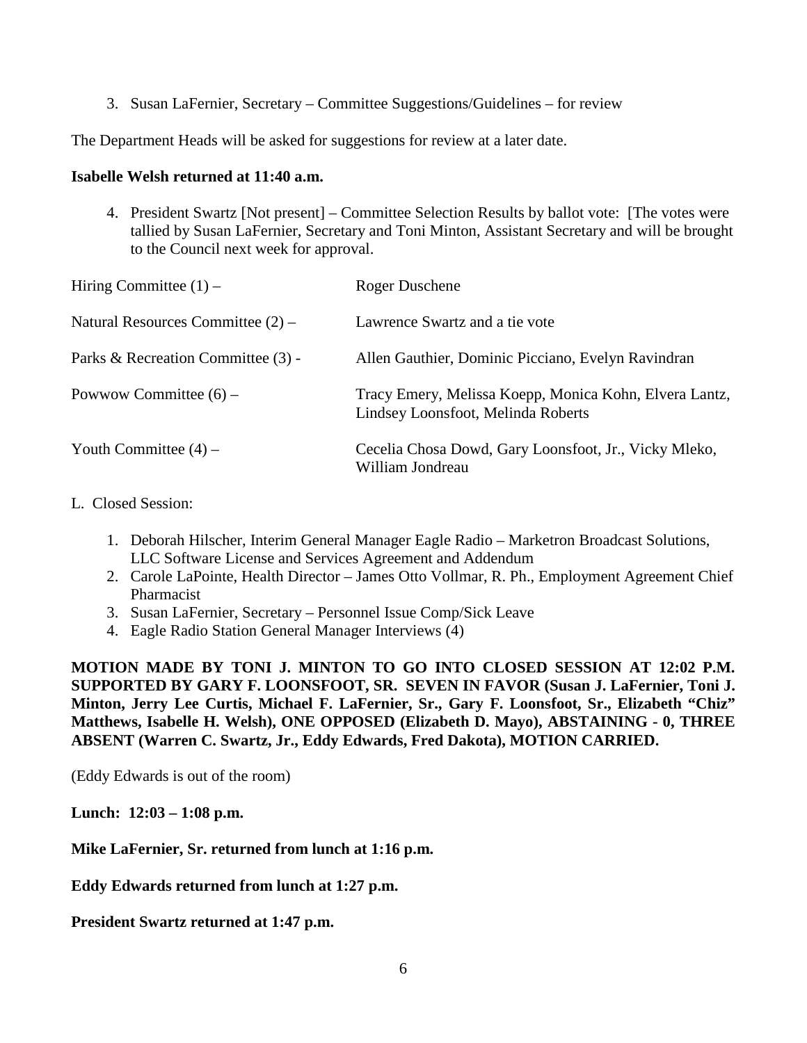3. Susan LaFernier, Secretary – Committee Suggestions/Guidelines – for review

The Department Heads will be asked for suggestions for review at a later date.

**Isabelle Welsh returned at 11:40 a.m.**

4. President Swartz [Not present] – Committee Selection Results by ballot vote: [The votes were tallied by Susan LaFernier, Secretary and Toni Minton, Assistant Secretary and will be brought to the Council next week for approval.

| | |
|---|---|
| Hiring Committee (1) – | Roger Duschene |
| Natural Resources Committee (2) – | Lawrence Swartz and a tie vote |
| Parks & Recreation Committee (3) - | Allen Gauthier, Dominic Picciano, Evelyn Ravindran |
| Powwow Committee (6) – | Tracy Emery, Melissa Koepp, Monica Kohn, Elvera Lantz, Lindsey Loonsfoot, Melinda Roberts |
| Youth Committee (4) – | Cecelia Chosa Dowd, Gary Loonsfoot, Jr., Vicky Mleko, William Jondreau |

L. Closed Session:

1. Deborah Hilscher, Interim General Manager Eagle Radio – Marketron Broadcast Solutions, LLC Software License and Services Agreement and Addendum
2. Carole LaPointe, Health Director – James Otto Vollmar, R. Ph., Employment Agreement Chief Pharmacist
3. Susan LaFernier, Secretary – Personnel Issue Comp/Sick Leave
4. Eagle Radio Station General Manager Interviews (4)

**MOTION MADE BY TONI J. MINTON TO GO INTO CLOSED SESSION AT 12:02 P.M. SUPPORTED BY GARY F. LOONSFOOT, SR. SEVEN IN FAVOR (Susan J. LaFernier, Toni J. Minton, Jerry Lee Curtis, Michael F. LaFernier, Sr., Gary F. Loonsfoot, Sr., Elizabeth "Chiz" Matthews, Isabelle H. Welsh), ONE OPPOSED (Elizabeth D. Mayo), ABSTAINING - 0, THREE ABSENT (Warren C. Swartz, Jr., Eddy Edwards, Fred Dakota), MOTION CARRIED.**

(Eddy Edwards is out of the room)

**Lunch: 12:03 – 1:08 p.m.**

**Mike LaFernier, Sr. returned from lunch at 1:16 p.m.**

**Eddy Edwards returned from lunch at 1:27 p.m.**

**President Swartz returned at 1:47 p.m.**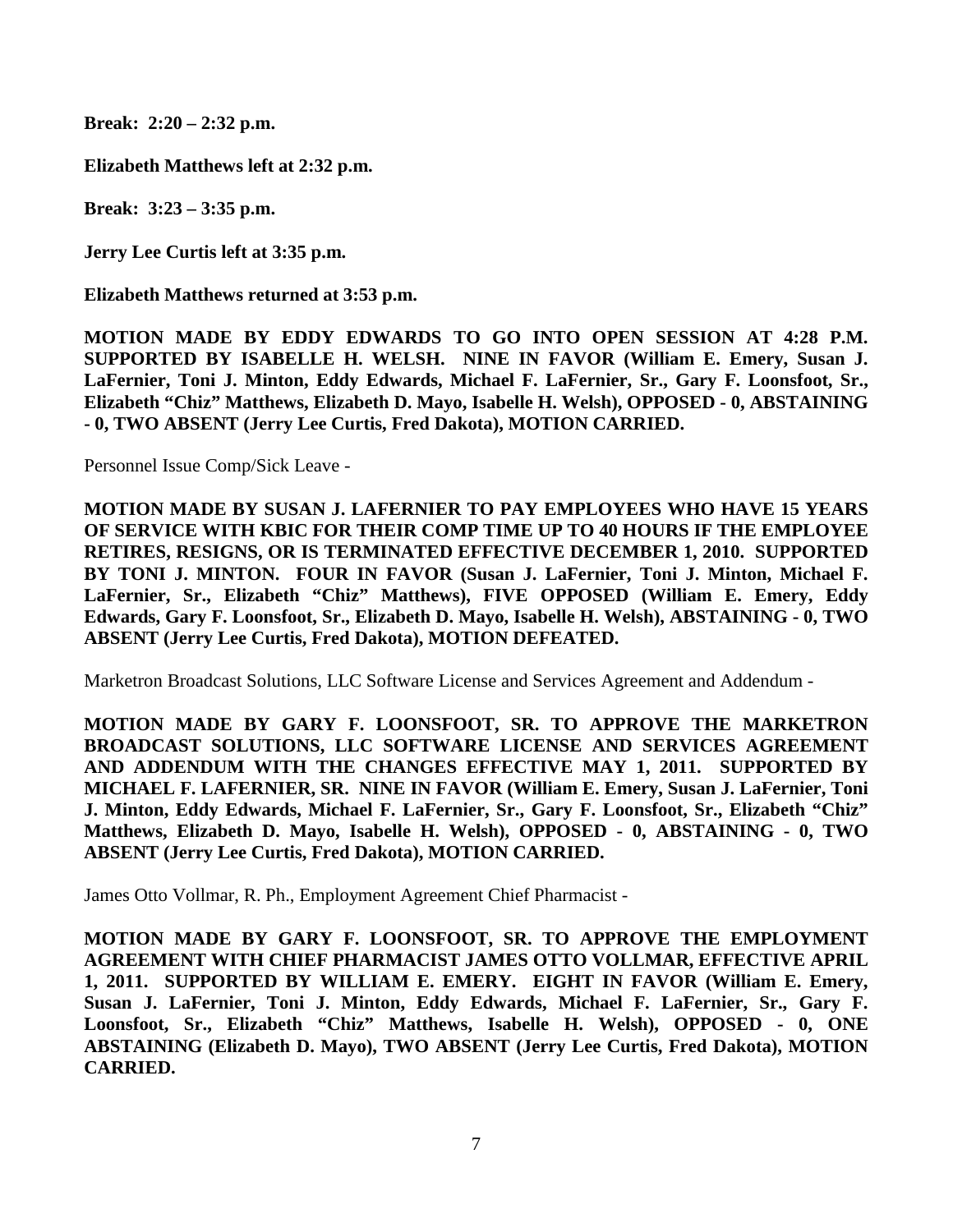**Break: 2:20 – 2:32 p.m.**

**Elizabeth Matthews left at 2:32 p.m.**

**Break: 3:23 – 3:35 p.m.**

**Jerry Lee Curtis left at 3:35 p.m.**

**Elizabeth Matthews returned at 3:53 p.m.**

**MOTION MADE BY EDDY EDWARDS TO GO INTO OPEN SESSION AT 4:28 P.M. SUPPORTED BY ISABELLE H. WELSH. NINE IN FAVOR (William E. Emery, Susan J. LaFernier, Toni J. Minton, Eddy Edwards, Michael F. LaFernier, Sr., Gary F. Loonsfoot, Sr., Elizabeth "Chiz" Matthews, Elizabeth D. Mayo, Isabelle H. Welsh), OPPOSED - 0, ABSTAINING - 0, TWO ABSENT (Jerry Lee Curtis, Fred Dakota), MOTION CARRIED.**

Personnel Issue Comp/Sick Leave -

**MOTION MADE BY SUSAN J. LAFERNIER TO PAY EMPLOYEES WHO HAVE 15 YEARS OF SERVICE WITH KBIC FOR THEIR COMP TIME UP TO 40 HOURS IF THE EMPLOYEE RETIRES, RESIGNS, OR IS TERMINATED EFFECTIVE DECEMBER 1, 2010. SUPPORTED BY TONI J. MINTON. FOUR IN FAVOR (Susan J. LaFernier, Toni J. Minton, Michael F. LaFernier, Sr., Elizabeth "Chiz" Matthews), FIVE OPPOSED (William E. Emery, Eddy Edwards, Gary F. Loonsfoot, Sr., Elizabeth D. Mayo, Isabelle H. Welsh), ABSTAINING - 0, TWO ABSENT (Jerry Lee Curtis, Fred Dakota), MOTION DEFEATED.**

Marketron Broadcast Solutions, LLC Software License and Services Agreement and Addendum -

**MOTION MADE BY GARY F. LOONSFOOT, SR. TO APPROVE THE MARKETRON BROADCAST SOLUTIONS, LLC SOFTWARE LICENSE AND SERVICES AGREEMENT AND ADDENDUM WITH THE CHANGES EFFECTIVE MAY 1, 2011. SUPPORTED BY MICHAEL F. LAFERNIER, SR. NINE IN FAVOR (William E. Emery, Susan J. LaFernier, Toni J. Minton, Eddy Edwards, Michael F. LaFernier, Sr., Gary F. Loonsfoot, Sr., Elizabeth "Chiz" Matthews, Elizabeth D. Mayo, Isabelle H. Welsh), OPPOSED - 0, ABSTAINING - 0, TWO ABSENT (Jerry Lee Curtis, Fred Dakota), MOTION CARRIED.**

James Otto Vollmar, R. Ph., Employment Agreement Chief Pharmacist -

**MOTION MADE BY GARY F. LOONSFOOT, SR. TO APPROVE THE EMPLOYMENT AGREEMENT WITH CHIEF PHARMACIST JAMES OTTO VOLLMAR, EFFECTIVE APRIL 1, 2011. SUPPORTED BY WILLIAM E. EMERY. EIGHT IN FAVOR (William E. Emery, Susan J. LaFernier, Toni J. Minton, Eddy Edwards, Michael F. LaFernier, Sr., Gary F. Loonsfoot, Sr., Elizabeth "Chiz" Matthews, Isabelle H. Welsh), OPPOSED - 0, ONE ABSTAINING (Elizabeth D. Mayo), TWO ABSENT (Jerry Lee Curtis, Fred Dakota), MOTION CARRIED.**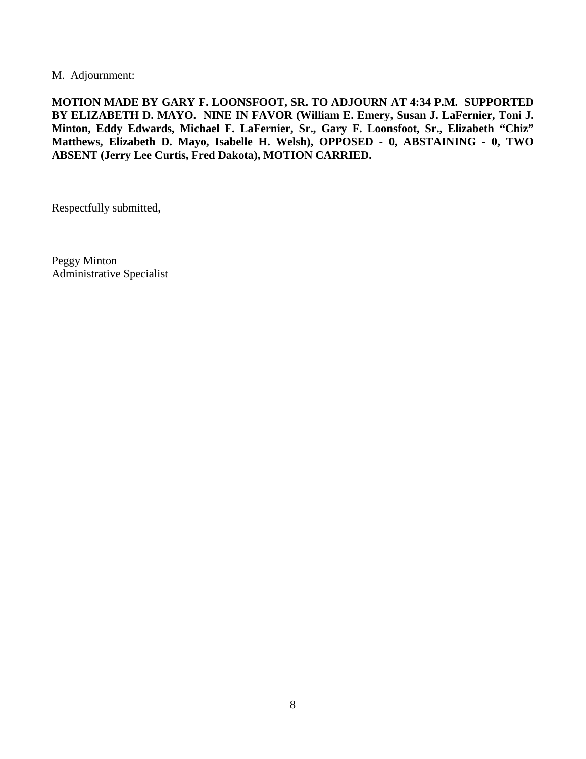M. Adjournment:

**MOTION MADE BY GARY F. LOONSFOOT, SR. TO ADJOURN AT 4:34 P.M. SUPPORTED BY ELIZABETH D. MAYO. NINE IN FAVOR (William E. Emery, Susan J. LaFernier, Toni J. Minton, Eddy Edwards, Michael F. LaFernier, Sr., Gary F. Loonsfoot, Sr., Elizabeth "Chiz" Matthews, Elizabeth D. Mayo, Isabelle H. Welsh), OPPOSED - 0, ABSTAINING - 0, TWO ABSENT (Jerry Lee Curtis, Fred Dakota), MOTION CARRIED.**

Respectfully submitted,

Peggy Minton
Administrative Specialist